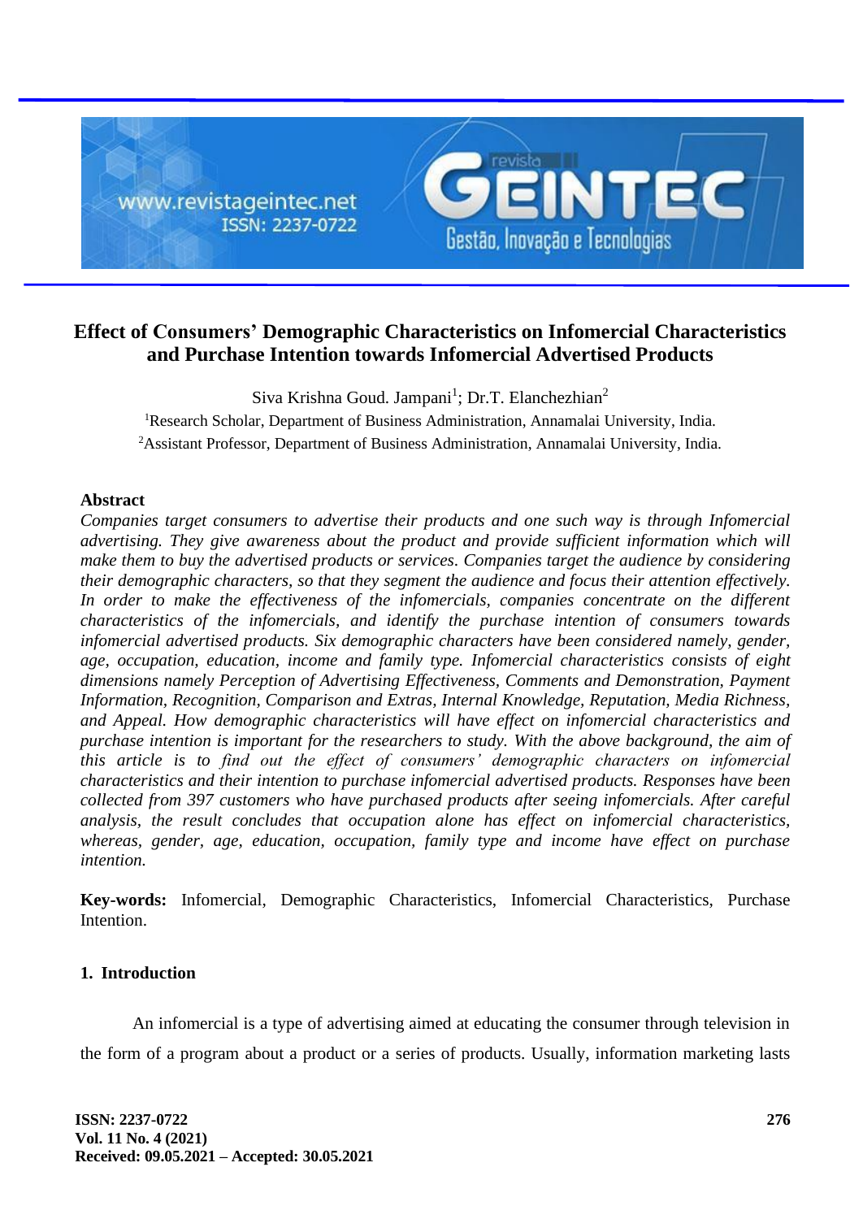# Effect of Consumers' Demographic Characteristics on Infomercial Characteristics and Purchase Intention towards Infomercial Advertised Products

Siva Krishna Goud. Jampani[1]; Dr.T. Elanchezhian[2]

[1]Research Scholar, Department of Business Administration, Annamalai University, India.

[2]Assistant Professor, Department of Business Administration, Annamalai University, India.

## Abstract

*Companies target consumers to advertise their products and one such way is through Infomercial advertising. They give awareness about the product and provide sufficient information which will make them to buy the advertised products or services. Companies target the audience by considering their demographic characters, so that they segment the audience and focus their attention effectively. In order to make the effectiveness of the infomercials, companies concentrate on the different characteristics of the infomercials, and identify the purchase intention of consumers towards infomercial advertised products. Six demographic characters have been considered namely, gender, age, occupation, education, income and family type. Infomercial characteristics consists of eight dimensions namely Perception of Advertising Effectiveness, Comments and Demonstration, Payment Information, Recognition, Comparison and Extras, Internal Knowledge, Reputation, Media Richness, and Appeal. How demographic characteristics will have effect on infomercial characteristics and purchase intention is important for the researchers to study. With the above background, the aim of this article is to find out the effect of consumers' demographic characters on infomercial characteristics and their intention to purchase infomercial advertised products. Responses have been collected from 397 customers who have purchased products after seeing infomercials. After careful analysis, the result concludes that occupation alone has effect on infomercial characteristics, whereas, gender, age, education, occupation, family type and income have effect on purchase intention.*

**Key-words:** Infomercial, Demographic Characteristics, Infomercial Characteristics, Purchase Intention.

## 1. Introduction

An infomercial is a type of advertising aimed at educating the consumer through television in the form of a program about a product or a series of products. Usually, information marketing lasts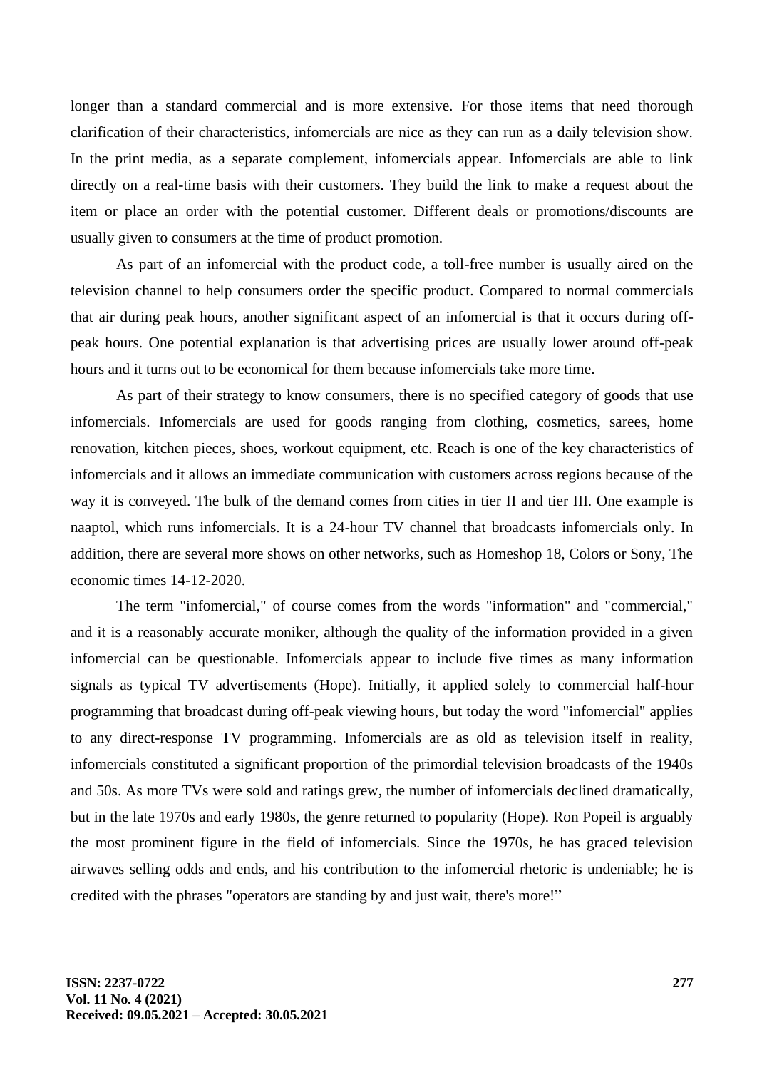longer than a standard commercial and is more extensive. For those items that need thorough clarification of their characteristics, infomercials are nice as they can run as a daily television show. In the print media, as a separate complement, infomercials appear. Infomercials are able to link directly on a real-time basis with their customers. They build the link to make a request about the item or place an order with the potential customer. Different deals or promotions/discounts are usually given to consumers at the time of product promotion.

As part of an infomercial with the product code, a toll-free number is usually aired on the television channel to help consumers order the specific product. Compared to normal commercials that air during peak hours, another significant aspect of an infomercial is that it occurs during off-peak hours. One potential explanation is that advertising prices are usually lower around off-peak hours and it turns out to be economical for them because infomercials take more time.

As part of their strategy to know consumers, there is no specified category of goods that use infomercials. Infomercials are used for goods ranging from clothing, cosmetics, sarees, home renovation, kitchen pieces, shoes, workout equipment, etc. Reach is one of the key characteristics of infomercials and it allows an immediate communication with customers across regions because of the way it is conveyed. The bulk of the demand comes from cities in tier II and tier III. One example is naaptol, which runs infomercials. It is a 24-hour TV channel that broadcasts infomercials only. In addition, there are several more shows on other networks, such as Homeshop 18, Colors or Sony, The economic times 14-12-2020.

The term "infomercial," of course comes from the words "information" and "commercial," and it is a reasonably accurate moniker, although the quality of the information provided in a given infomercial can be questionable. Infomercials appear to include five times as many information signals as typical TV advertisements (Hope). Initially, it applied solely to commercial half-hour programming that broadcast during off-peak viewing hours, but today the word "infomercial" applies to any direct-response TV programming. Infomercials are as old as television itself in reality, infomercials constituted a significant proportion of the primordial television broadcasts of the 1940s and 50s. As more TVs were sold and ratings grew, the number of infomercials declined dramatically, but in the late 1970s and early 1980s, the genre returned to popularity (Hope). Ron Popeil is arguably the most prominent figure in the field of infomercials. Since the 1970s, he has graced television airwaves selling odds and ends, and his contribution to the infomercial rhetoric is undeniable; he is credited with the phrases "operators are standing by and just wait, there's more!"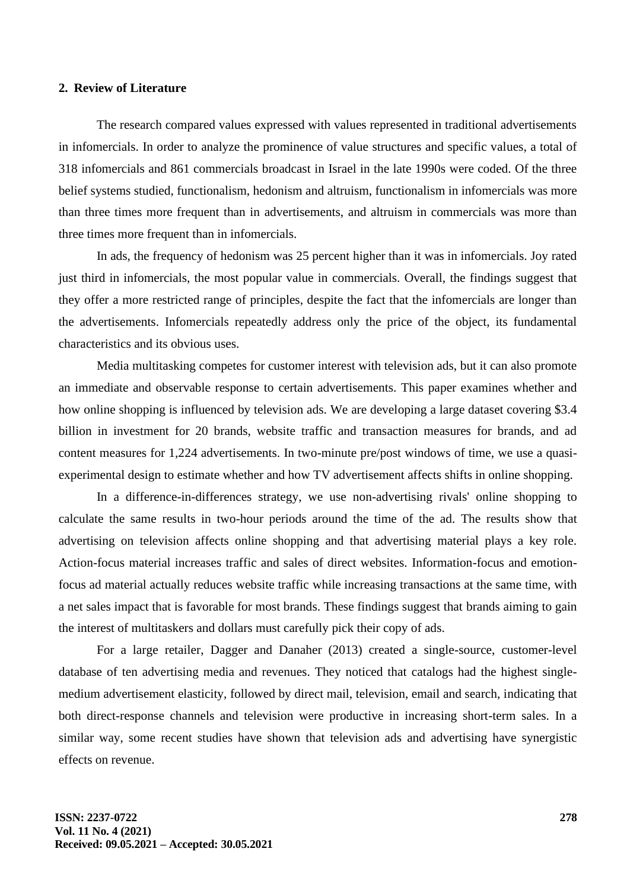## 2. Review of Literature

The research compared values expressed with values represented in traditional advertisements in infomercials. In order to analyze the prominence of value structures and specific values, a total of 318 infomercials and 861 commercials broadcast in Israel in the late 1990s were coded. Of the three belief systems studied, functionalism, hedonism and altruism, functionalism in infomercials was more than three times more frequent than in advertisements, and altruism in commercials was more than three times more frequent than in infomercials.

In ads, the frequency of hedonism was 25 percent higher than it was in infomercials. Joy rated just third in infomercials, the most popular value in commercials. Overall, the findings suggest that they offer a more restricted range of principles, despite the fact that the infomercials are longer than the advertisements. Infomercials repeatedly address only the price of the object, its fundamental characteristics and its obvious uses.

Media multitasking competes for customer interest with television ads, but it can also promote an immediate and observable response to certain advertisements. This paper examines whether and how online shopping is influenced by television ads. We are developing a large dataset covering $3.4 billion in investment for 20 brands, website traffic and transaction measures for brands, and ad content measures for 1,224 advertisements. In two-minute pre/post windows of time, we use a quasi-experimental design to estimate whether and how TV advertisement affects shifts in online shopping.

In a difference-in-differences strategy, we use non-advertising rivals' online shopping to calculate the same results in two-hour periods around the time of the ad. The results show that advertising on television affects online shopping and that advertising material plays a key role. Action-focus material increases traffic and sales of direct websites. Information-focus and emotion-focus ad material actually reduces website traffic while increasing transactions at the same time, with a net sales impact that is favorable for most brands. These findings suggest that brands aiming to gain the interest of multitaskers and dollars must carefully pick their copy of ads.

For a large retailer, Dagger and Danaher (2013) created a single-source, customer-level database of ten advertising media and revenues. They noticed that catalogs had the highest single-medium advertisement elasticity, followed by direct mail, television, email and search, indicating that both direct-response channels and television were productive in increasing short-term sales. In a similar way, some recent studies have shown that television ads and advertising have synergistic effects on revenue.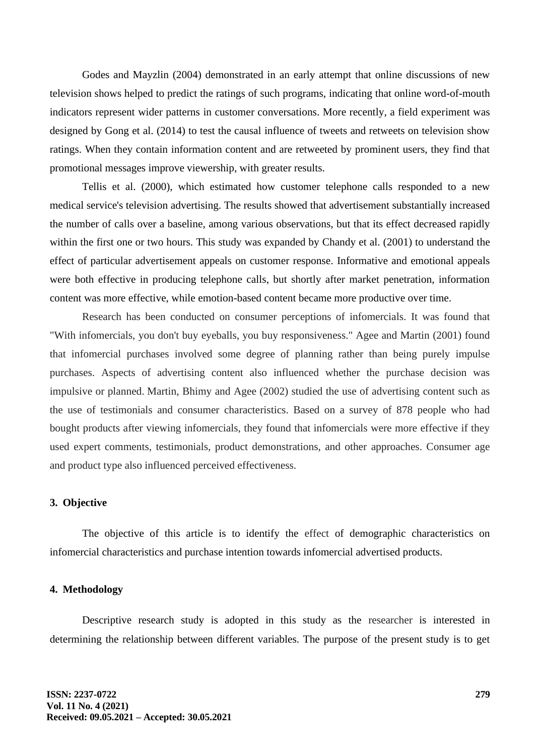Godes and Mayzlin (2004) demonstrated in an early attempt that online discussions of new television shows helped to predict the ratings of such programs, indicating that online word-of-mouth indicators represent wider patterns in customer conversations. More recently, a field experiment was designed by Gong et al. (2014) to test the causal influence of tweets and retweets on television show ratings. When they contain information content and are retweeted by prominent users, they find that promotional messages improve viewership, with greater results.

Tellis et al. (2000), which estimated how customer telephone calls responded to a new medical service's television advertising. The results showed that advertisement substantially increased the number of calls over a baseline, among various observations, but that its effect decreased rapidly within the first one or two hours. This study was expanded by Chandy et al. (2001) to understand the effect of particular advertisement appeals on customer response. Informative and emotional appeals were both effective in producing telephone calls, but shortly after market penetration, information content was more effective, while emotion-based content became more productive over time.

Research has been conducted on consumer perceptions of infomercials. It was found that "With infomercials, you don't buy eyeballs, you buy responsiveness." Agee and Martin (2001) found that infomercial purchases involved some degree of planning rather than being purely impulse purchases. Aspects of advertising content also influenced whether the purchase decision was impulsive or planned. Martin, Bhimy and Agee (2002) studied the use of advertising content such as the use of testimonials and consumer characteristics. Based on a survey of 878 people who had bought products after viewing infomercials, they found that infomercials were more effective if they used expert comments, testimonials, product demonstrations, and other approaches. Consumer age and product type also influenced perceived effectiveness.

## 3. Objective

The objective of this article is to identify the effect of demographic characteristics on infomercial characteristics and purchase intention towards infomercial advertised products.

## 4. Methodology

Descriptive research study is adopted in this study as the researcher is interested in determining the relationship between different variables. The purpose of the present study is to get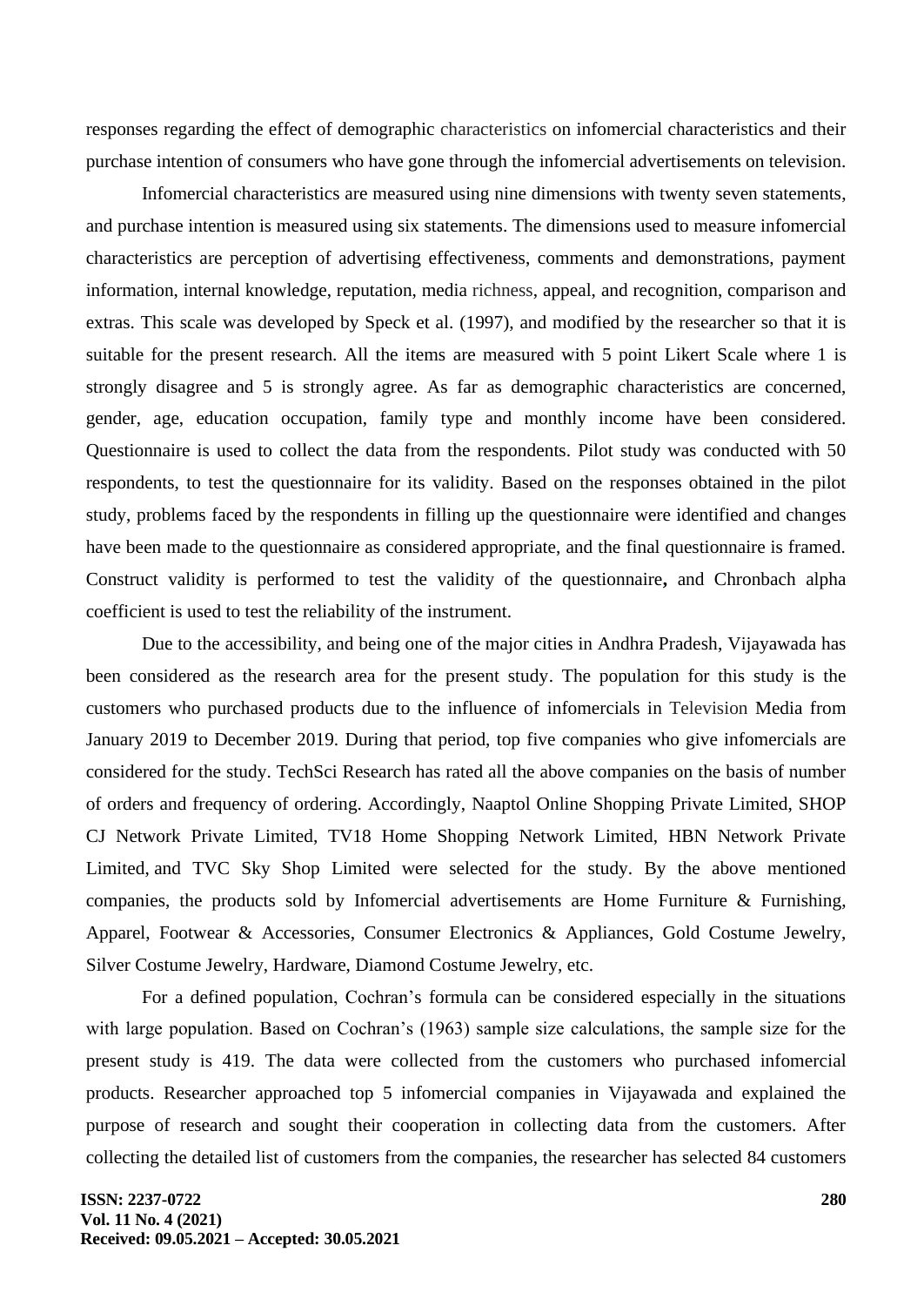responses regarding the effect of demographic characteristics on infomercial characteristics and their purchase intention of consumers who have gone through the infomercial advertisements on television.

Infomercial characteristics are measured using nine dimensions with twenty seven statements, and purchase intention is measured using six statements. The dimensions used to measure infomercial characteristics are perception of advertising effectiveness, comments and demonstrations, payment information, internal knowledge, reputation, media richness, appeal, and recognition, comparison and extras. This scale was developed by Speck et al. (1997), and modified by the researcher so that it is suitable for the present research. All the items are measured with 5 point Likert Scale where 1 is strongly disagree and 5 is strongly agree. As far as demographic characteristics are concerned, gender, age, education occupation, family type and monthly income have been considered. Questionnaire is used to collect the data from the respondents. Pilot study was conducted with 50 respondents, to test the questionnaire for its validity. Based on the responses obtained in the pilot study, problems faced by the respondents in filling up the questionnaire were identified and changes have been made to the questionnaire as considered appropriate, and the final questionnaire is framed. Construct validity is performed to test the validity of the questionnaire**,** and Chronbach alpha coefficient is used to test the reliability of the instrument.

Due to the accessibility, and being one of the major cities in Andhra Pradesh, Vijayawada has been considered as the research area for the present study. The population for this study is the customers who purchased products due to the influence of infomercials in Television Media from January 2019 to December 2019. During that period, top five companies who give infomercials are considered for the study. TechSci Research has rated all the above companies on the basis of number of orders and frequency of ordering. Accordingly, Naaptol Online Shopping Private Limited, SHOP CJ Network Private Limited, TV18 Home Shopping Network Limited, HBN Network Private Limited, and TVC Sky Shop Limited were selected for the study. By the above mentioned companies, the products sold by Infomercial advertisements are Home Furniture & Furnishing, Apparel, Footwear & Accessories, Consumer Electronics & Appliances, Gold Costume Jewelry, Silver Costume Jewelry, Hardware, Diamond Costume Jewelry, etc.

For a defined population, Cochran's formula can be considered especially in the situations with large population. Based on Cochran's (1963) sample size calculations, the sample size for the present study is 419. The data were collected from the customers who purchased infomercial products. Researcher approached top 5 infomercial companies in Vijayawada and explained the purpose of research and sought their cooperation in collecting data from the customers. After collecting the detailed list of customers from the companies, the researcher has selected 84 customers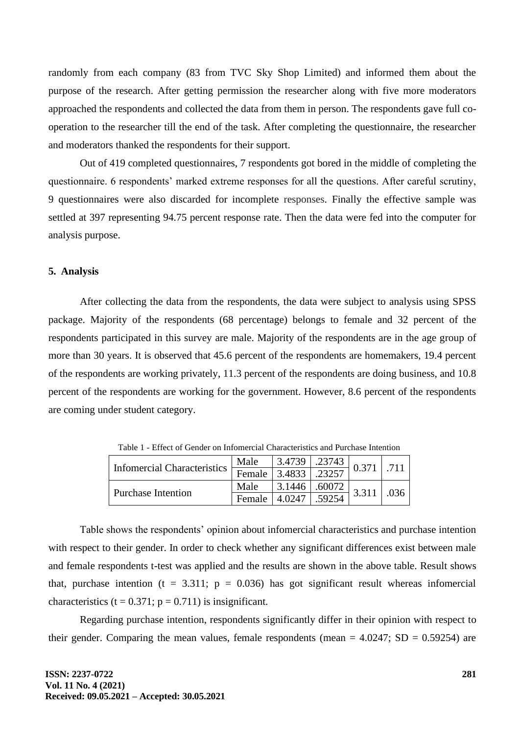randomly from each company (83 from TVC Sky Shop Limited) and informed them about the purpose of the research. After getting permission the researcher along with five more moderators approached the respondents and collected the data from them in person. The respondents gave full co-operation to the researcher till the end of the task. After completing the questionnaire, the researcher and moderators thanked the respondents for their support.

Out of 419 completed questionnaires, 7 respondents got bored in the middle of completing the questionnaire. 6 respondents' marked extreme responses for all the questions. After careful scrutiny, 9 questionnaires were also discarded for incomplete responses. Finally the effective sample was settled at 397 representing 94.75 percent response rate. Then the data were fed into the computer for analysis purpose.

## 5. Analysis

After collecting the data from the respondents, the data were subject to analysis using SPSS package. Majority of the respondents (68 percentage) belongs to female and 32 percent of the respondents participated in this survey are male. Majority of the respondents are in the age group of more than 30 years. It is observed that 45.6 percent of the respondents are homemakers, 19.4 percent of the respondents are working privately, 11.3 percent of the respondents are doing business, and 10.8 percent of the respondents are working for the government. However, 8.6 percent of the respondents are coming under student category.

Table 1 - Effect of Gender on Infomercial Characteristics and Purchase Intention

| | | | | | |
|---|---|---|---|---|---|
| Infomercial Characteristics | Male | 3.4739 | .23743 | 0.371 | .711 |
| | Female | 3.4833 | .23257 | | |
| Purchase Intention | Male | 3.1446 | .60072 | 3.311 | .036 |
| | Female | 4.0247 | .59254 | | |

Table shows the respondents' opinion about infomercial characteristics and purchase intention with respect to their gender. In order to check whether any significant differences exist between male and female respondents t-test was applied and the results are shown in the above table. Result shows that, purchase intention ($t = 3.311$; $p = 0.036$) has got significant result whereas infomercial characteristics ($t = 0.371$; $p = 0.711$) is insignificant.

Regarding purchase intention, respondents significantly differ in their opinion with respect to their gender. Comparing the mean values, female respondents (mean = 4.0247; SD = 0.59254) are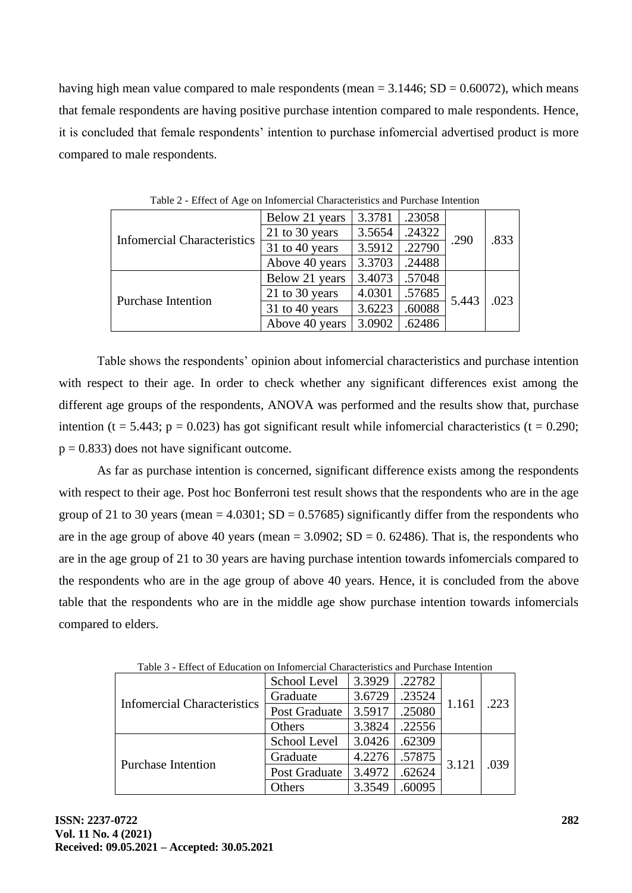having high mean value compared to male respondents (mean = 3.1446; SD = 0.60072), which means that female respondents are having positive purchase intention compared to male respondents. Hence, it is concluded that female respondents' intention to purchase infomercial advertised product is more compared to male respondents.

Table 2 - Effect of Age on Infomercial Characteristics and Purchase Intention

| | | | | | |
|---|---|---|---|---|---|
| Infomercial Characteristics | Below 21 years | 3.3781 | .23058 | .290 | .833 |
| | 21 to 30 years | 3.5654 | .24322 | | |
| | 31 to 40 years | 3.5912 | .22790 | | |
| | Above 40 years | 3.3703 | .24488 | | |
| Purchase Intention | Below 21 years | 3.4073 | .57048 | 5.443 | .023 |
| | 21 to 30 years | 4.0301 | .57685 | | |
| | 31 to 40 years | 3.6223 | .60088 | | |
| | Above 40 years | 3.0902 | .62486 | | |

Table shows the respondents' opinion about infomercial characteristics and purchase intention with respect to their age. In order to check whether any significant differences exist among the different age groups of the respondents, ANOVA was performed and the results show that, purchase intention ($t = 5.443$; $p = 0.023$) has got significant result while infomercial characteristics ($t = 0.290$; $p = 0.833$) does not have significant outcome.

As far as purchase intention is concerned, significant difference exists among the respondents with respect to their age. Post hoc Bonferroni test result shows that the respondents who are in the age group of 21 to 30 years (mean = 4.0301; SD = 0.57685) significantly differ from the respondents who are in the age group of above 40 years (mean = 3.0902; SD = 0. 62486). That is, the respondents who are in the age group of 21 to 30 years are having purchase intention towards infomercials compared to the respondents who are in the age group of above 40 years. Hence, it is concluded from the above table that the respondents who are in the middle age show purchase intention towards infomercials compared to elders.

Table 3 - Effect of Education on Infomercial Characteristics and Purchase Intention

| | | | | | |
|---|---|---|---|---|---|
| Infomercial Characteristics | School Level | 3.3929 | .22782 | 1.161 | .223 |
| | Graduate | 3.6729 | .23524 | | |
| | Post Graduate | 3.5917 | .25080 | | |
| | Others | 3.3824 | .22556 | | |
| Purchase Intention | School Level | 3.0426 | .62309 | 3.121 | .039 |
| | Graduate | 4.2276 | .57875 | | |
| | Post Graduate | 3.4972 | .62624 | | |
| | Others | 3.3549 | .60095 | | |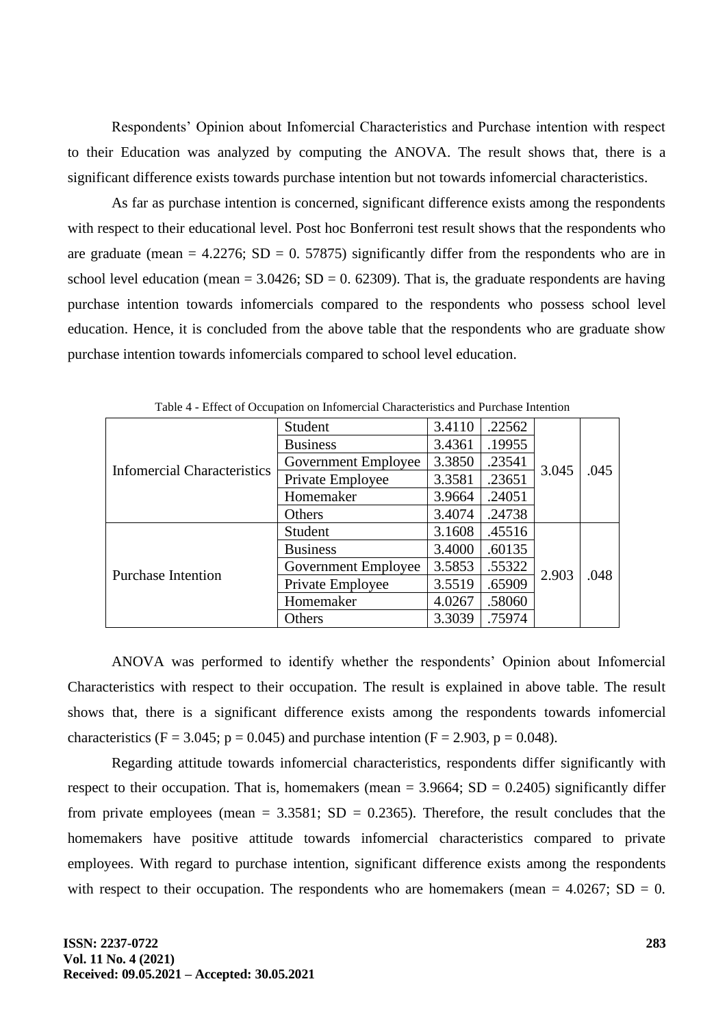Respondents' Opinion about Infomercial Characteristics and Purchase intention with respect to their Education was analyzed by computing the ANOVA. The result shows that, there is a significant difference exists towards purchase intention but not towards infomercial characteristics.

As far as purchase intention is concerned, significant difference exists among the respondents with respect to their educational level. Post hoc Bonferroni test result shows that the respondents who are graduate (mean = 4.2276; SD = 0. 57875) significantly differ from the respondents who are in school level education (mean = 3.0426; SD = 0. 62309). That is, the graduate respondents are having purchase intention towards infomercials compared to the respondents who possess school level education. Hence, it is concluded from the above table that the respondents who are graduate show purchase intention towards infomercials compared to school level education.

Table 4 - Effect of Occupation on Infomercial Characteristics and Purchase Intention

| | | | | | |
|---|---|---|---|---|---|
| Infomercial Characteristics | Student | 3.4110 | .22562 | 3.045 | .045 |
| | Business | 3.4361 | .19955 | | |
| | Government Employee | 3.3850 | .23541 | | |
| | Private Employee | 3.3581 | .23651 | | |
| | Homemaker | 3.9664 | .24051 | | |
| | Others | 3.4074 | .24738 | | |
| Purchase Intention | Student | 3.1608 | .45516 | 2.903 | .048 |
| | Business | 3.4000 | .60135 | | |
| | Government Employee | 3.5853 | .55322 | | |
| | Private Employee | 3.5519 | .65909 | | |
| | Homemaker | 4.0267 | .58060 | | |
| | Others | 3.3039 | .75974 | | |

ANOVA was performed to identify whether the respondents' Opinion about Infomercial Characteristics with respect to their occupation. The result is explained in above table. The result shows that, there is a significant difference exists among the respondents towards infomercial characteristics (F = 3.045; p = 0.045) and purchase intention (F = 2.903, p = 0.048).

Regarding attitude towards infomercial characteristics, respondents differ significantly with respect to their occupation. That is, homemakers (mean = 3.9664; SD = 0.2405) significantly differ from private employees (mean = 3.3581; SD = 0.2365). Therefore, the result concludes that the homemakers have positive attitude towards infomercial characteristics compared to private employees. With regard to purchase intention, significant difference exists among the respondents with respect to their occupation. The respondents who are homemakers (mean = 4.0267; SD = 0.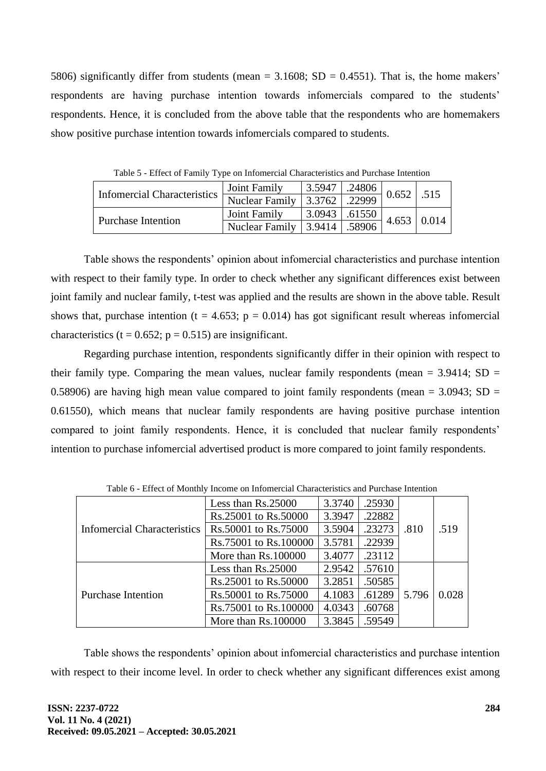5806) significantly differ from students (mean = 3.1608; SD = 0.4551). That is, the home makers' respondents are having purchase intention towards infomercials compared to the students' respondents. Hence, it is concluded from the above table that the respondents who are homemakers show positive purchase intention towards infomercials compared to students.

Table 5 - Effect of Family Type on Infomercial Characteristics and Purchase Intention

| | | | | | |
|---|---|---|---|---|---|
| Infomercial Characteristics | Joint Family | 3.5947 | .24806 | 0.652 | .515 |
| | Nuclear Family | 3.3762 | .22999 | | |
| Purchase Intention | Joint Family | 3.0943 | .61550 | 4.653 | 0.014 |
| | Nuclear Family | 3.9414 | .58906 | | |

Table shows the respondents' opinion about infomercial characteristics and purchase intention with respect to their family type. In order to check whether any significant differences exist between joint family and nuclear family, t-test was applied and the results are shown in the above table. Result shows that, purchase intention ($t = 4.653$; $p = 0.014$) has got significant result whereas infomercial characteristics ($t = 0.652$; $p = 0.515$) are insignificant.

Regarding purchase intention, respondents significantly differ in their opinion with respect to their family type. Comparing the mean values, nuclear family respondents (mean = 3.9414; SD = 0.58906) are having high mean value compared to joint family respondents (mean = 3.0943; SD = 0.61550), which means that nuclear family respondents are having positive purchase intention compared to joint family respondents. Hence, it is concluded that nuclear family respondents' intention to purchase infomercial advertised product is more compared to joint family respondents.

Table 6 - Effect of Monthly Income on Infomercial Characteristics and Purchase Intention

| | | | | | |
|---|---|---|---|---|---|
| Infomercial Characteristics | Less than Rs.25000 | 3.3740 | .25930 | .810 | .519 |
| | Rs.25001 to Rs.50000 | 3.3947 | .22882 | | |
| | Rs.50001 to Rs.75000 | 3.5904 | .23273 | | |
| | Rs.75001 to Rs.100000 | 3.5781 | .22939 | | |
| | More than Rs.100000 | 3.4077 | .23112 | | |
| Purchase Intention | Less than Rs.25000 | 2.9542 | .57610 | 5.796 | 0.028 |
| | Rs.25001 to Rs.50000 | 3.2851 | .50585 | | |
| | Rs.50001 to Rs.75000 | 4.1083 | .61289 | | |
| | Rs.75001 to Rs.100000 | 4.0343 | .60768 | | |
| | More than Rs.100000 | 3.3845 | .59549 | | |

Table shows the respondents' opinion about infomercial characteristics and purchase intention with respect to their income level. In order to check whether any significant differences exist among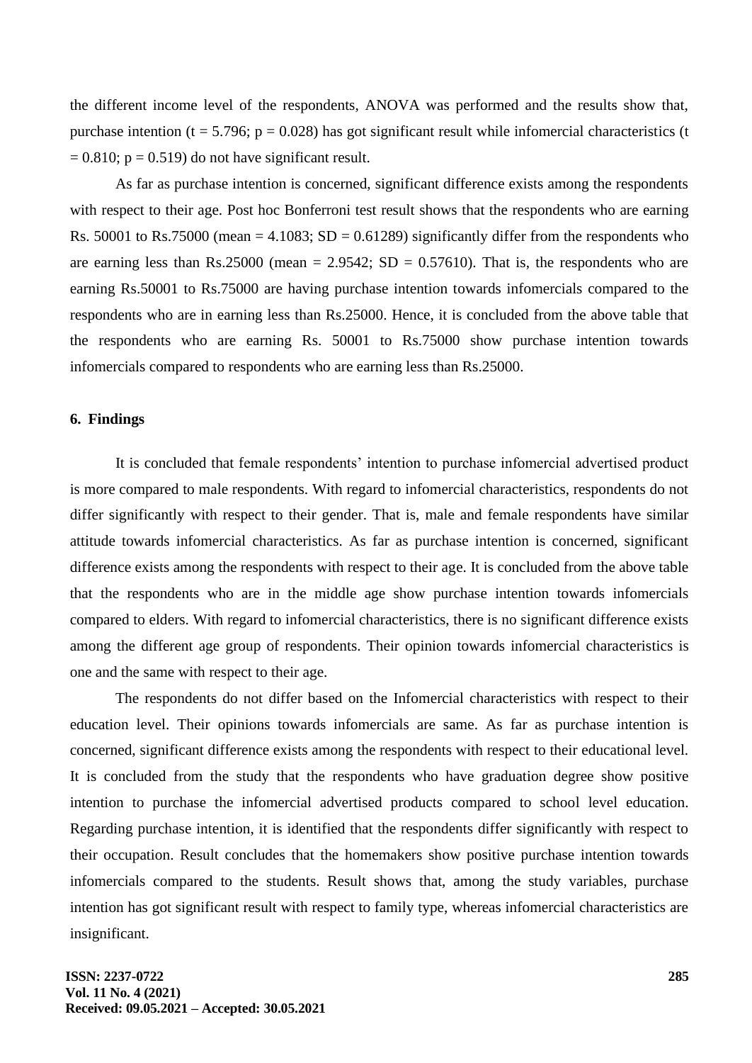the different income level of the respondents, ANOVA was performed and the results show that, purchase intention ($t = 5.796$; $p = 0.028$) has got significant result while infomercial characteristics ($t = 0.810$; $p = 0.519$) do not have significant result.

As far as purchase intention is concerned, significant difference exists among the respondents with respect to their age. Post hoc Bonferroni test result shows that the respondents who are earning Rs. 50001 to Rs.75000 (mean = 4.1083; SD = 0.61289) significantly differ from the respondents who are earning less than Rs.25000 (mean = 2.9542; SD = 0.57610). That is, the respondents who are earning Rs.50001 to Rs.75000 are having purchase intention towards infomercials compared to the respondents who are in earning less than Rs.25000. Hence, it is concluded from the above table that the respondents who are earning Rs. 50001 to Rs.75000 show purchase intention towards infomercials compared to respondents who are earning less than Rs.25000.

## 6. Findings

It is concluded that female respondents' intention to purchase infomercial advertised product is more compared to male respondents. With regard to infomercial characteristics, respondents do not differ significantly with respect to their gender. That is, male and female respondents have similar attitude towards infomercial characteristics. As far as purchase intention is concerned, significant difference exists among the respondents with respect to their age. It is concluded from the above table that the respondents who are in the middle age show purchase intention towards infomercials compared to elders. With regard to infomercial characteristics, there is no significant difference exists among the different age group of respondents. Their opinion towards infomercial characteristics is one and the same with respect to their age.

The respondents do not differ based on the Infomercial characteristics with respect to their education level. Their opinions towards infomercials are same. As far as purchase intention is concerned, significant difference exists among the respondents with respect to their educational level. It is concluded from the study that the respondents who have graduation degree show positive intention to purchase the infomercial advertised products compared to school level education. Regarding purchase intention, it is identified that the respondents differ significantly with respect to their occupation. Result concludes that the homemakers show positive purchase intention towards infomercials compared to the students. Result shows that, among the study variables, purchase intention has got significant result with respect to family type, whereas infomercial characteristics are insignificant.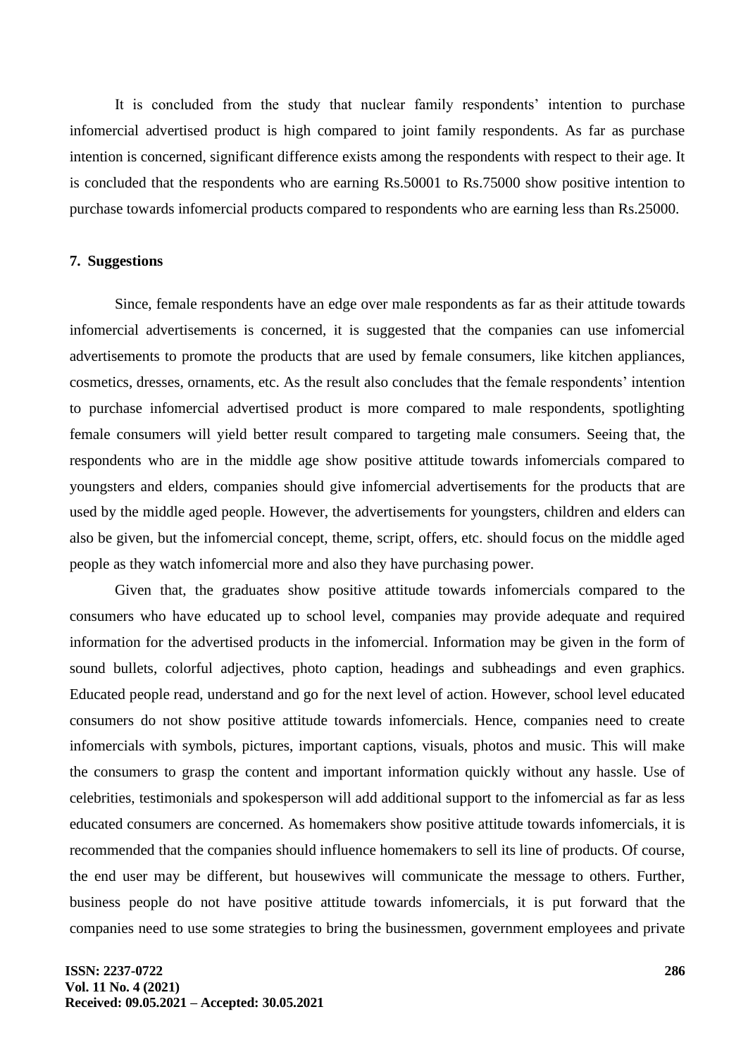It is concluded from the study that nuclear family respondents' intention to purchase infomercial advertised product is high compared to joint family respondents. As far as purchase intention is concerned, significant difference exists among the respondents with respect to their age. It is concluded that the respondents who are earning Rs.50001 to Rs.75000 show positive intention to purchase towards infomercial products compared to respondents who are earning less than Rs.25000.

## 7. Suggestions

Since, female respondents have an edge over male respondents as far as their attitude towards infomercial advertisements is concerned, it is suggested that the companies can use infomercial advertisements to promote the products that are used by female consumers, like kitchen appliances, cosmetics, dresses, ornaments, etc. As the result also concludes that the female respondents' intention to purchase infomercial advertised product is more compared to male respondents, spotlighting female consumers will yield better result compared to targeting male consumers. Seeing that, the respondents who are in the middle age show positive attitude towards infomercials compared to youngsters and elders, companies should give infomercial advertisements for the products that are used by the middle aged people. However, the advertisements for youngsters, children and elders can also be given, but the infomercial concept, theme, script, offers, etc. should focus on the middle aged people as they watch infomercial more and also they have purchasing power.

Given that, the graduates show positive attitude towards infomercials compared to the consumers who have educated up to school level, companies may provide adequate and required information for the advertised products in the infomercial. Information may be given in the form of sound bullets, colorful adjectives, photo caption, headings and subheadings and even graphics. Educated people read, understand and go for the next level of action. However, school level educated consumers do not show positive attitude towards infomercials. Hence, companies need to create infomercials with symbols, pictures, important captions, visuals, photos and music. This will make the consumers to grasp the content and important information quickly without any hassle. Use of celebrities, testimonials and spokesperson will add additional support to the infomercial as far as less educated consumers are concerned. As homemakers show positive attitude towards infomercials, it is recommended that the companies should influence homemakers to sell its line of products. Of course, the end user may be different, but housewives will communicate the message to others. Further, business people do not have positive attitude towards infomercials, it is put forward that the companies need to use some strategies to bring the businessmen, government employees and private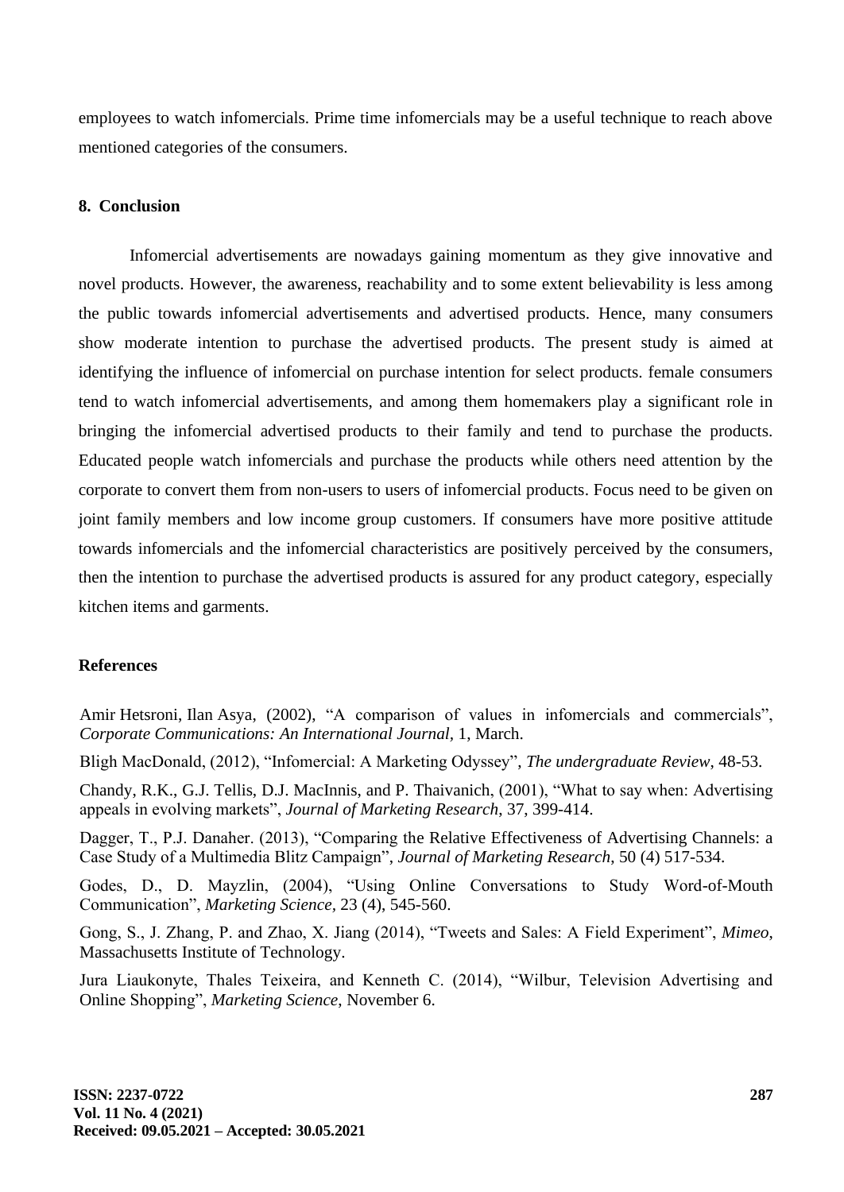employees to watch infomercials. Prime time infomercials may be a useful technique to reach above mentioned categories of the consumers.

## 8. Conclusion

Infomercial advertisements are nowadays gaining momentum as they give innovative and novel products. However, the awareness, reachability and to some extent believability is less among the public towards infomercial advertisements and advertised products. Hence, many consumers show moderate intention to purchase the advertised products. The present study is aimed at identifying the influence of infomercial on purchase intention for select products. female consumers tend to watch infomercial advertisements, and among them homemakers play a significant role in bringing the infomercial advertised products to their family and tend to purchase the products. Educated people watch infomercials and purchase the products while others need attention by the corporate to convert them from non-users to users of infomercial products. Focus need to be given on joint family members and low income group customers. If consumers have more positive attitude towards infomercials and the infomercial characteristics are positively perceived by the consumers, then the intention to purchase the advertised products is assured for any product category, especially kitchen items and garments.

## References

Amir Hetsroni, Ilan Asya, (2002), "A comparison of values in infomercials and commercials", *Corporate Communications: An International Journal*, 1, March.

Bligh MacDonald, (2012), "Infomercial: A Marketing Odyssey", *The undergraduate Review*, 48-53.

Chandy, R.K., G.J. Tellis, D.J. MacInnis, and P. Thaivanich, (2001), "What to say when: Advertising appeals in evolving markets", *Journal of Marketing Research*, 37, 399-414.

Dagger, T., P.J. Danaher. (2013), "Comparing the Relative Effectiveness of Advertising Channels: a Case Study of a Multimedia Blitz Campaign", *Journal of Marketing Research*, 50 (4) 517-534.

Godes, D., D. Mayzlin, (2004), "Using Online Conversations to Study Word-of-Mouth Communication", *Marketing Science*, 23 (4), 545-560.

Gong, S., J. Zhang, P. and Zhao, X. Jiang (2014), "Tweets and Sales: A Field Experiment", *Mimeo*, Massachusetts Institute of Technology.

Jura Liaukonyte, Thales Teixeira, and Kenneth C. (2014), "Wilbur, Television Advertising and Online Shopping", *Marketing Science*, November 6.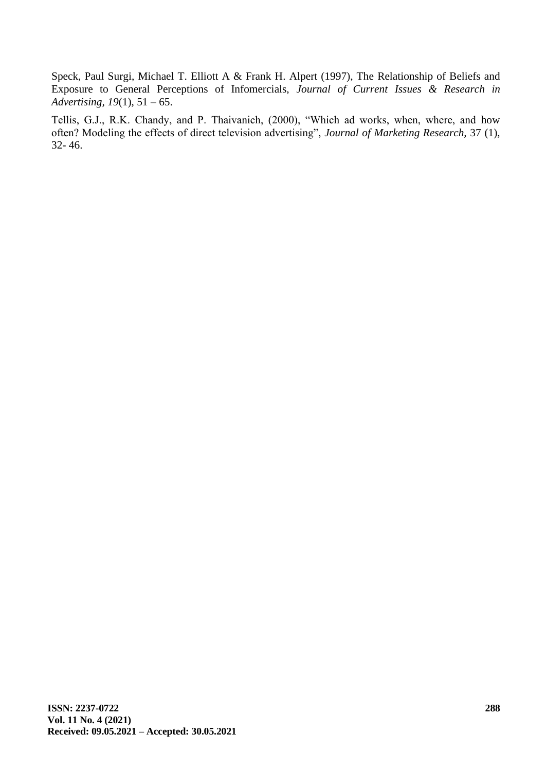Speck, Paul Surgi, Michael T. Elliott A & Frank H. Alpert (1997), The Relationship of Beliefs and Exposure to General Perceptions of Infomercials, *Journal of Current Issues & Research in Advertising*, *19*(1), 51 – 65.

Tellis, G.J., R.K. Chandy, and P. Thaivanich, (2000), "Which ad works, when, where, and how often? Modeling the effects of direct television advertising", *Journal of Marketing Research,* 37 (1), 32- 46.